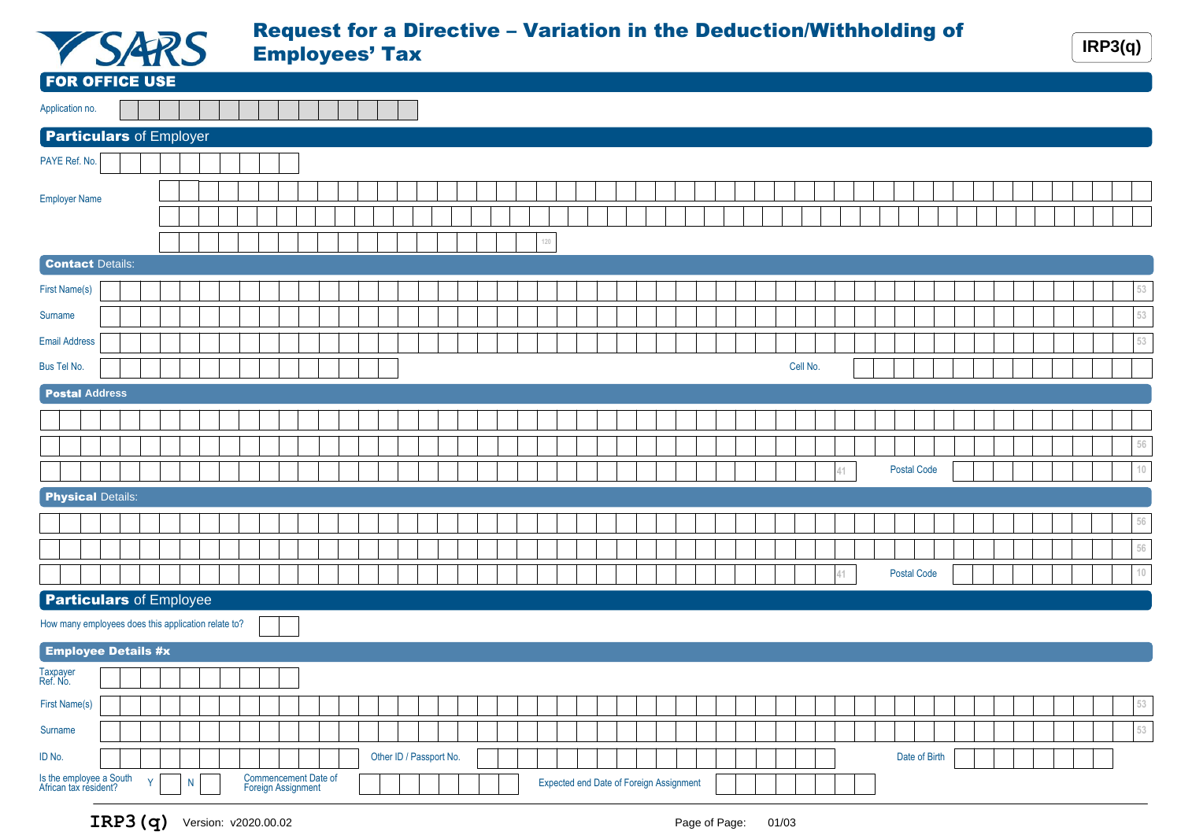# Request for a Directive – Variation in the Deduction/Withholding of Employees' Tax

**IRP3(q)**

## FOR OFFICE USE

Application no.

## Particulars of Employer

PAYE Ref. No.

Employer Name

120

### Contact Details:

First Name(s) 53

Surname 53

Email Address 53

Bus Tel No.

Cell No.

### Postal Address

56

41 Postal Code 10

### Physical Details:

56

56

41 Postal Code 10

## Particulars of Employee

How many employees does this application relate to?

### Employee Details #x

Taxpayer Ref. No.

First Name(s) 53

Surname 53

ID No.

Other ID / Passport No.

Date of Birth

Is the employee a South African tax resident? Y N

Commencement Date of Foreign Assignment

Expected end Date of Foreign Assignment

**IRP3(q)** Version: v2020.00.02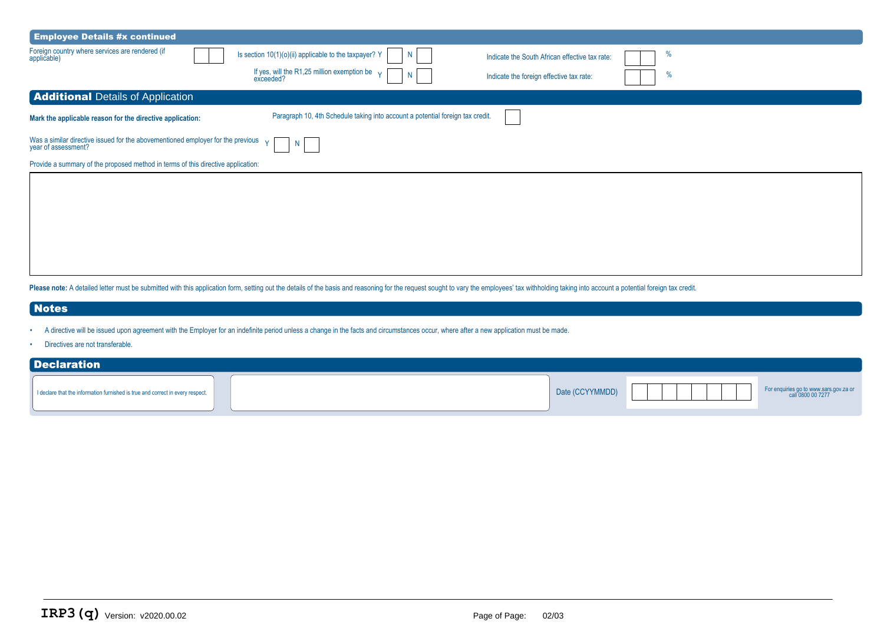## Employee Details #x continued

Foreign country where services are rendered (if applicable)

Is section 10(1)(o)(ii) applicable to the taxpayer? Y N

If yes, will the R1,25 million exemption be exceeded? Y N

Indicate the South African effective tax rate: %

Indicate the foreign effective tax rate: %

## Additional Details of Application

**Mark the applicable reason for the directive application:**

Paragraph 10, 4th Schedule taking into account a potential foreign tax credit.

Was a similar directive issued for the abovementioned employer for the previous year of assessment? Y N

Provide a summary of the proposed method in terms of this directive application:

**Please note:** A detailed letter must be submitted with this application form, setting out the details of the basis and reasoning for the request sought to vary the employees' tax withholding taking into account a potential foreign tax credit.

## Notes

- A directive will be issued upon agreement with the Employer for an indefinite period unless a change in the facts and circumstances occur, where after a new application must be made.
- Directives are not transferable.

## Declaration

I declare that the information furnished is true and correct in every respect.

Date (CCYYMMDD)

For enquiries go to www.sars.gov.za or call 0800 00 7277

**IRP3(q)** Version: v2020.00.02